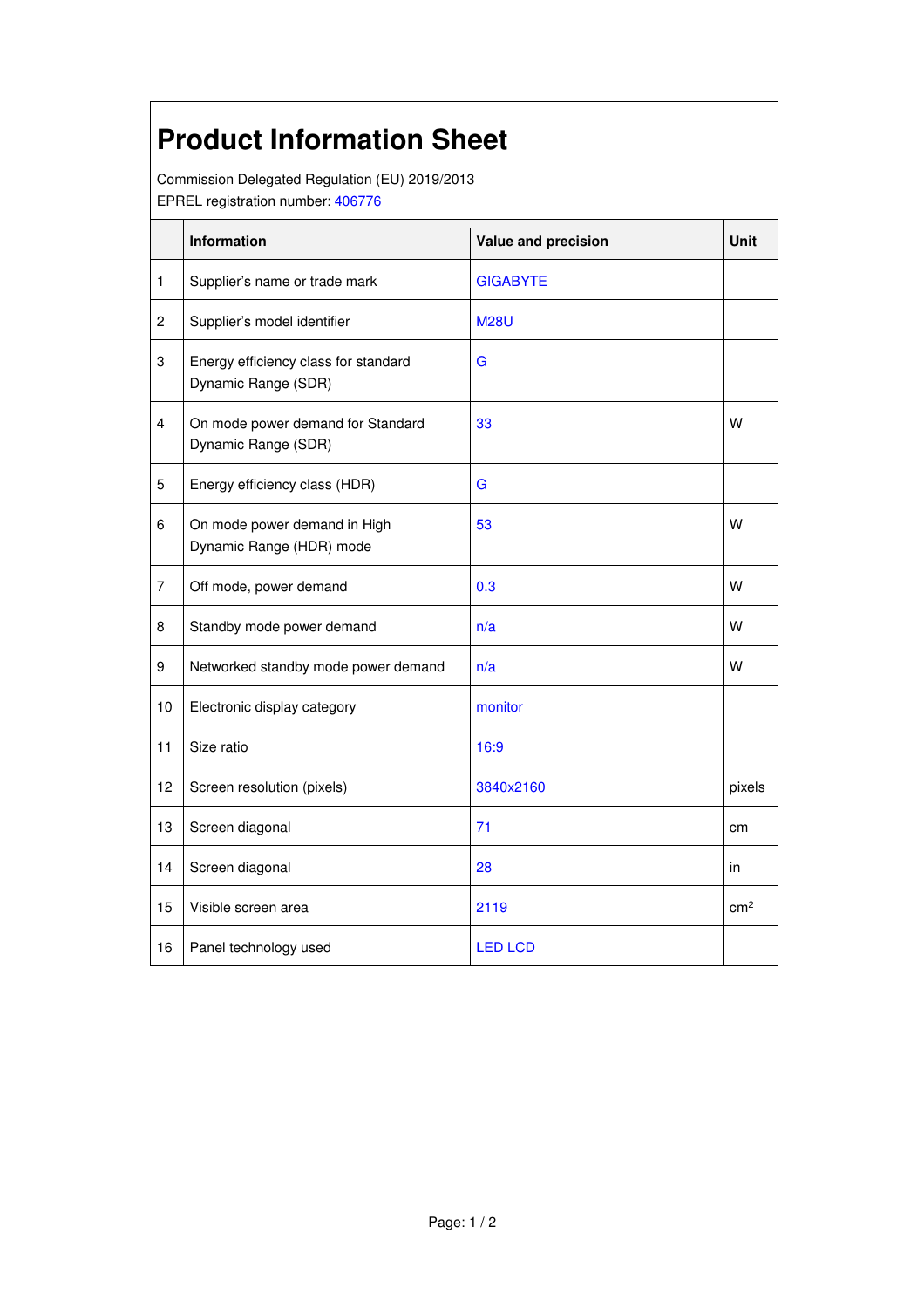# Product Information Sheet

Commission Delegated Regulation (EU) 2019/2013
EPREL registration number: 406776

| | Information | Value and precision | Unit |
|---|---|---|---|
| 1 | Supplier's name or trade mark | GIGABYTE | |
| 2 | Supplier's model identifier | M28U | |
| 3 | Energy efficiency class for standard Dynamic Range (SDR) | G | |
| 4 | On mode power demand for Standard Dynamic Range (SDR) | 33 | W |
| 5 | Energy efficiency class (HDR) | G | |
| 6 | On mode power demand in High Dynamic Range (HDR) mode | 53 | W |
| 7 | Off mode, power demand | 0.3 | W |
| 8 | Standby mode power demand | n/a | W |
| 9 | Networked standby mode power demand | n/a | W |
| 10 | Electronic display category | monitor | |
| 11 | Size ratio | 16:9 | |
| 12 | Screen resolution (pixels) | 3840x2160 | pixels |
| 13 | Screen diagonal | 71 | cm |
| 14 | Screen diagonal | 28 | in |
| 15 | Visible screen area | 2119 | $cm^2$ |
| 16 | Panel technology used | LED LCD | |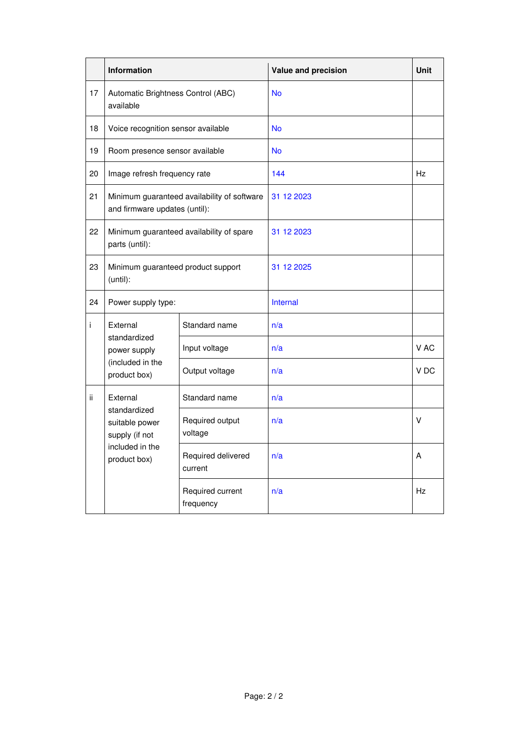| | Information | | Value and precision | Unit |
|---|---|---|---|---|
| 17 | Automatic Brightness Control (ABC) available | | No | |
| 18 | Voice recognition sensor available | | No | |
| 19 | Room presence sensor available | | No | |
| 20 | Image refresh frequency rate | | 144 | Hz |
| 21 | Minimum guaranteed availability of software and firmware updates (until): | | 31 12 2023 | |
| 22 | Minimum guaranteed availability of spare parts (until): | | 31 12 2023 | |
| 23 | Minimum guaranteed product support (until): | | 31 12 2025 | |
| 24 | Power supply type: | | Internal | |
| i | External standardized power supply (included in the product box) | Standard name | n/a | |
| | | Input voltage | n/a | V AC |
| | | Output voltage | n/a | V DC |
| ii | External standardized suitable power supply (if not included in the product box) | Standard name | n/a | |
| | | Required output voltage | n/a | V |
| | | Required delivered current | n/a | A |
| | | Required current frequency | n/a | Hz |